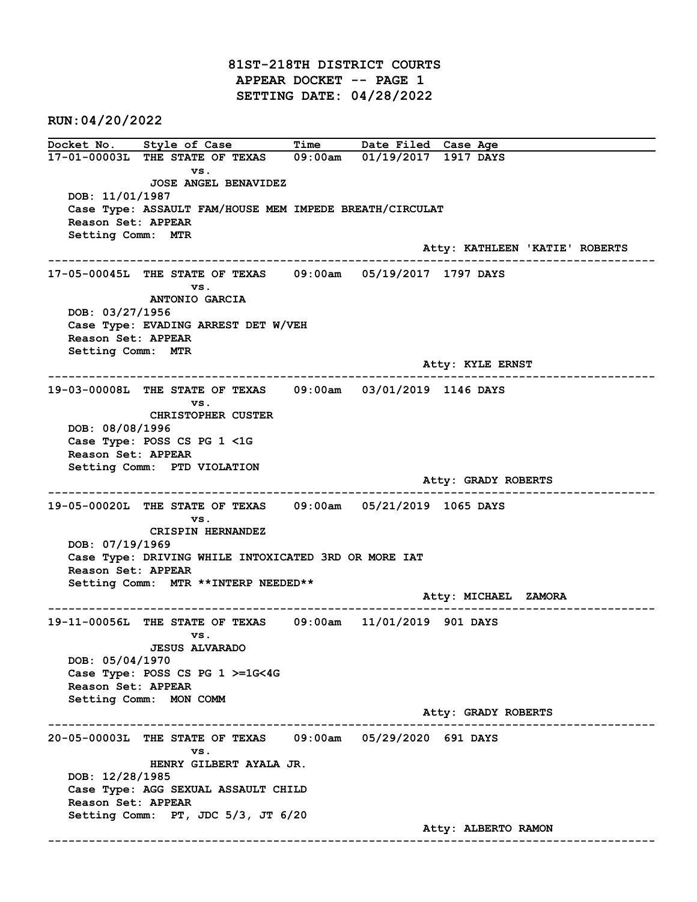# 81ST-218TH DISTRICT COURTS
## APPEAR DOCKET -- PAGE 1
## SETTING DATE: 04/28/2022

**RUN:04/20/2022**

| Docket No. | Style of Case | Time | Date Filed | Case Age |
|---|---|---|---|---|
| 17-01-00003L | THE STATE OF TEXAS vs. JOSE ANGEL BENAVIDEZ | 09:00am | 01/19/2017 | 1917 DAYS |

DOB: 11/01/1987
Case Type: ASSAULT FAM/HOUSE MEM IMPEDE BREATH/CIRCULAT
Reason Set: APPEAR
Setting Comm: MTR
Atty: KATHLEEN 'KATIE' ROBERTS

---

| Docket No. | Style of Case | Time | Date Filed | Case Age |
|---|---|---|---|---|
| 17-05-00045L | THE STATE OF TEXAS vs. ANTONIO GARCIA | 09:00am | 05/19/2017 | 1797 DAYS |

DOB: 03/27/1956
Case Type: EVADING ARREST DET W/VEH
Reason Set: APPEAR
Setting Comm: MTR
Atty: KYLE ERNST

---

| Docket No. | Style of Case | Time | Date Filed | Case Age |
|---|---|---|---|---|
| 19-03-00008L | THE STATE OF TEXAS vs. CHRISTOPHER CUSTER | 09:00am | 03/01/2019 | 1146 DAYS |

DOB: 08/08/1996
Case Type: POSS CS PG 1 <1G
Reason Set: APPEAR
Setting Comm: PTD VIOLATION
Atty: GRADY ROBERTS

---

| Docket No. | Style of Case | Time | Date Filed | Case Age |
|---|---|---|---|---|
| 19-05-00020L | THE STATE OF TEXAS vs. CRISPIN HERNANDEZ | 09:00am | 05/21/2019 | 1065 DAYS |

DOB: 07/19/1969
Case Type: DRIVING WHILE INTOXICATED 3RD OR MORE IAT
Reason Set: APPEAR
Setting Comm: MTR **INTERP NEEDED**
Atty: MICHAEL ZAMORA

---

| Docket No. | Style of Case | Time | Date Filed | Case Age |
|---|---|---|---|---|
| 19-11-00056L | THE STATE OF TEXAS vs. JESUS ALVARADO | 09:00am | 11/01/2019 | 901 DAYS |

DOB: 05/04/1970
Case Type: POSS CS PG 1 >=1G<4G
Reason Set: APPEAR
Setting Comm: MON COMM
Atty: GRADY ROBERTS

---

| Docket No. | Style of Case | Time | Date Filed | Case Age |
|---|---|---|---|---|
| 20-05-00003L | THE STATE OF TEXAS vs. HENRY GILBERT AYALA JR. | 09:00am | 05/29/2020 | 691 DAYS |

DOB: 12/28/1985
Case Type: AGG SEXUAL ASSAULT CHILD
Reason Set: APPEAR
Setting Comm: PT, JDC 5/3, JT 6/20
Atty: ALBERTO RAMON

---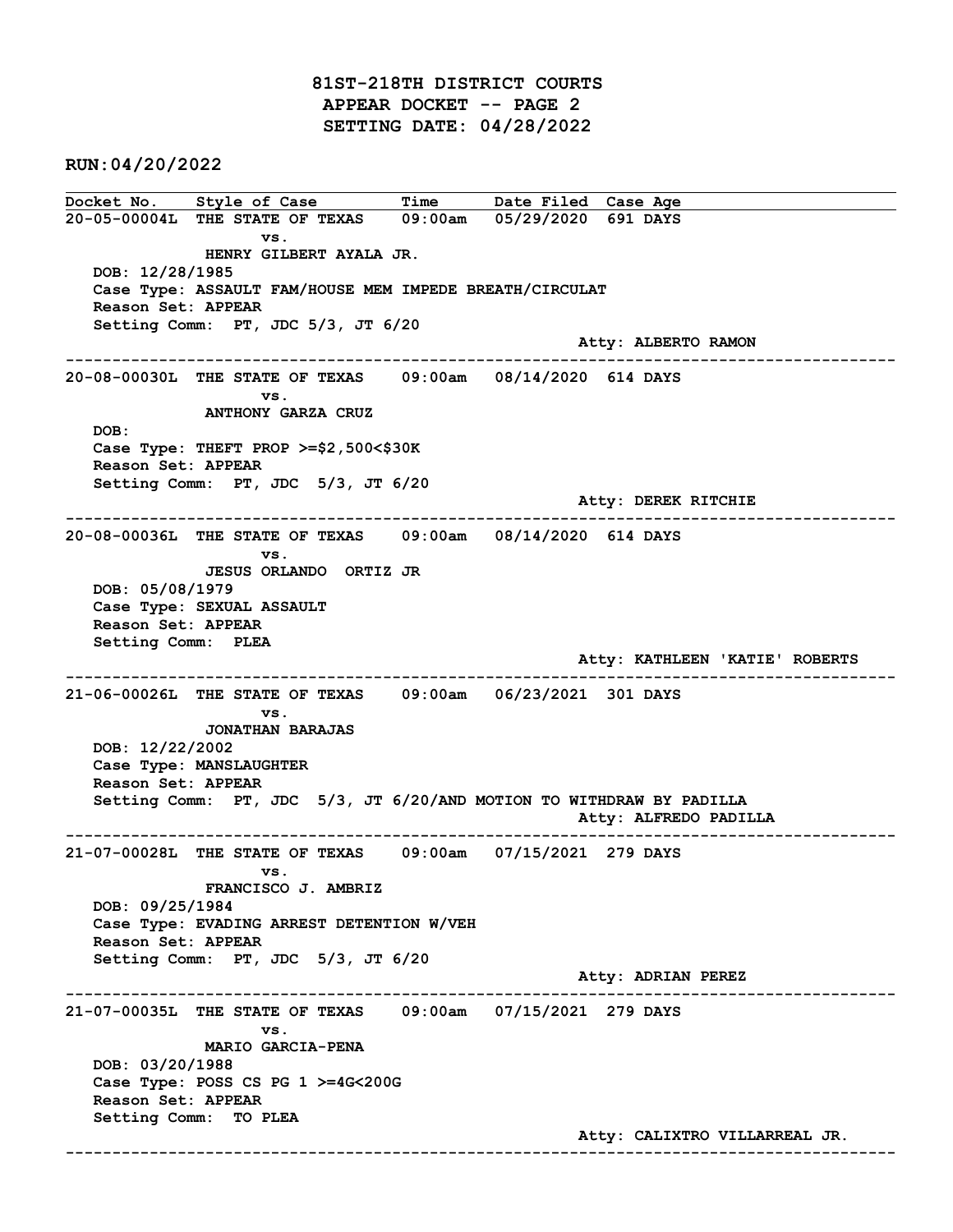# 81ST-218TH DISTRICT COURTS
## APPEAR DOCKET -- PAGE 2
## SETTING DATE: 04/28/2022

**RUN:04/20/2022**

| Docket No. | Style of Case | Time | Date Filed | Case Age |
|---|---|---|---|---|

**20-05-00004L** THE STATE OF TEXAS vs. HENRY GILBERT AYALA JR. — 09:00am — 05/29/2020 — 691 DAYS

DOB: 12/28/1985
Case Type: ASSAULT FAM/HOUSE MEM IMPEDE BREATH/CIRCULAT
Reason Set: APPEAR
Setting Comm: PT, JDC 5/3, JT 6/20
Atty: ALBERTO RAMON

---

**20-08-00030L** THE STATE OF TEXAS vs. ANTHONY GARZA CRUZ — 09:00am — 08/14/2020 — 614 DAYS

DOB:
Case Type: THEFT PROP >=$2,500<$30K
Reason Set: APPEAR
Setting Comm: PT, JDC 5/3, JT 6/20
Atty: DEREK RITCHIE

---

**20-08-00036L** THE STATE OF TEXAS vs. JESUS ORLANDO ORTIZ JR — 09:00am — 08/14/2020 — 614 DAYS

DOB: 05/08/1979
Case Type: SEXUAL ASSAULT
Reason Set: APPEAR
Setting Comm: PLEA
Atty: KATHLEEN 'KATIE' ROBERTS

---

**21-06-00026L** THE STATE OF TEXAS vs. JONATHAN BARAJAS — 09:00am — 06/23/2021 — 301 DAYS

DOB: 12/22/2002
Case Type: MANSLAUGHTER
Reason Set: APPEAR
Setting Comm: PT, JDC 5/3, JT 6/20/AND MOTION TO WITHDRAW BY PADILLA
Atty: ALFREDO PADILLA

---

**21-07-00028L** THE STATE OF TEXAS vs. FRANCISCO J. AMBRIZ — 09:00am — 07/15/2021 — 279 DAYS

DOB: 09/25/1984
Case Type: EVADING ARREST DETENTION W/VEH
Reason Set: APPEAR
Setting Comm: PT, JDC 5/3, JT 6/20
Atty: ADRIAN PEREZ

---

**21-07-00035L** THE STATE OF TEXAS vs. MARIO GARCIA-PENA — 09:00am — 07/15/2021 — 279 DAYS

DOB: 03/20/1988
Case Type: POSS CS PG 1 >=4G<200G
Reason Set: APPEAR
Setting Comm: TO PLEA
Atty: CALIXTRO VILLARREAL JR.

---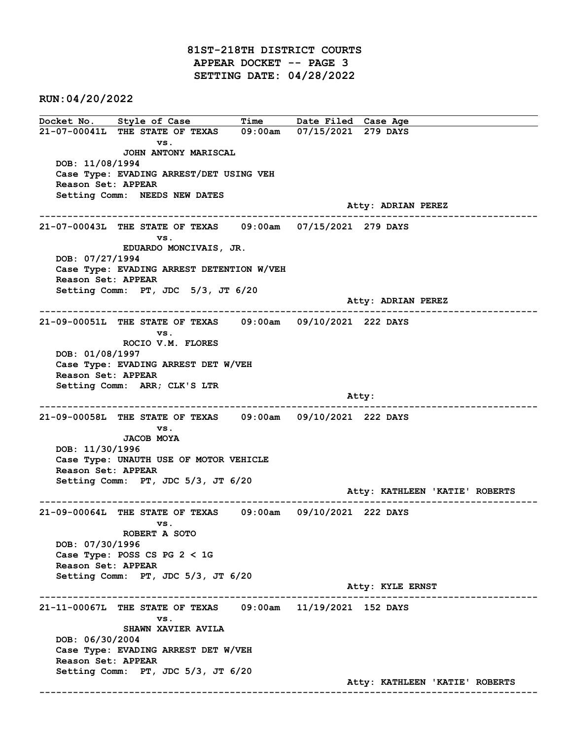# 81ST-218TH DISTRICT COURTS
## APPEAR DOCKET -- PAGE 3
## SETTING DATE: 04/28/2022

**RUN:04/20/2022**

| Docket No. | Style of Case | Time | Date Filed | Case Age |
|---|---|---|---|---|

---

**21-07-00041L** THE STATE OF TEXAS vs. JOHN ANTONY MARISCAL — 09:00am — 07/15/2021 — 279 DAYS

DOB: 11/08/1994
Case Type: EVADING ARREST/DET USING VEH
Reason Set: APPEAR
Setting Comm: NEEDS NEW DATES
Atty: ADRIAN PEREZ

---

**21-07-00043L** THE STATE OF TEXAS vs. EDUARDO MONCIVAIS, JR. — 09:00am — 07/15/2021 — 279 DAYS

DOB: 07/27/1994
Case Type: EVADING ARREST DETENTION W/VEH
Reason Set: APPEAR
Setting Comm: PT, JDC 5/3, JT 6/20
Atty: ADRIAN PEREZ

---

**21-09-00051L** THE STATE OF TEXAS vs. ROCIO V.M. FLORES — 09:00am — 09/10/2021 — 222 DAYS

DOB: 01/08/1997
Case Type: EVADING ARREST DET W/VEH
Reason Set: APPEAR
Setting Comm: ARR; CLK'S LTR
Atty:

---

**21-09-00058L** THE STATE OF TEXAS vs. JACOB MOYA — 09:00am — 09/10/2021 — 222 DAYS

DOB: 11/30/1996
Case Type: UNAUTH USE OF MOTOR VEHICLE
Reason Set: APPEAR
Setting Comm: PT, JDC 5/3, JT 6/20
Atty: KATHLEEN 'KATIE' ROBERTS

---

**21-09-00064L** THE STATE OF TEXAS vs. ROBERT A SOTO — 09:00am — 09/10/2021 — 222 DAYS

DOB: 07/30/1996
Case Type: POSS CS PG 2 < 1G
Reason Set: APPEAR
Setting Comm: PT, JDC 5/3, JT 6/20
Atty: KYLE ERNST

---

**21-11-00067L** THE STATE OF TEXAS vs. SHAWN XAVIER AVILA — 09:00am — 11/19/2021 — 152 DAYS

DOB: 06/30/2004
Case Type: EVADING ARREST DET W/VEH
Reason Set: APPEAR
Setting Comm: PT, JDC 5/3, JT 6/20
Atty: KATHLEEN 'KATIE' ROBERTS

---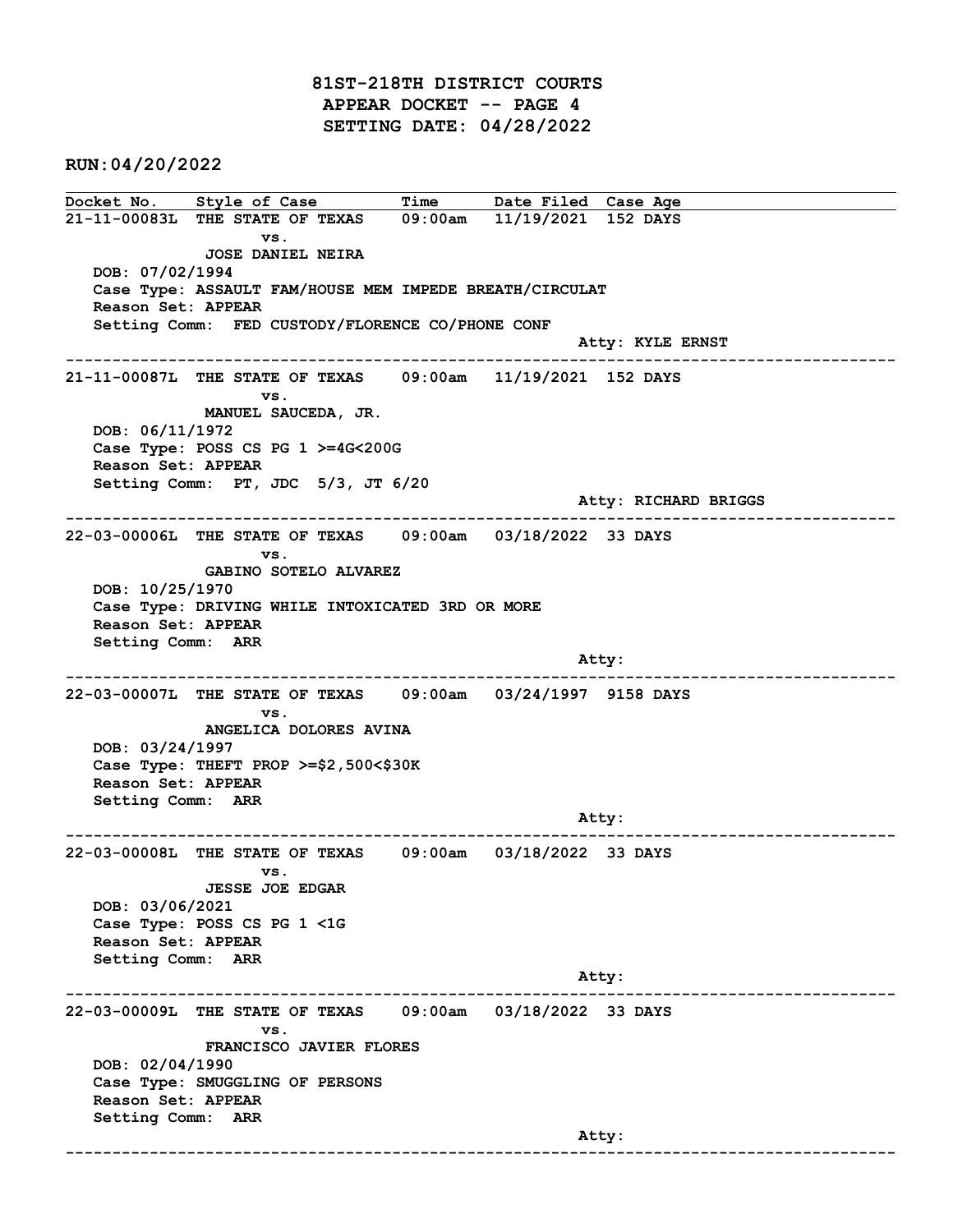# 81ST-218TH DISTRICT COURTS
## APPEAR DOCKET -- PAGE 4
## SETTING DATE: 04/28/2022

**RUN:04/20/2022**

| Docket No. | Style of Case | Time | Date Filed | Case Age |
|---|---|---|---|---|

**21-11-00083L** THE STATE OF TEXAS vs. JOSE DANIEL NEIRA — 09:00am — 11/19/2021 — 152 DAYS

DOB: 07/02/1994
Case Type: ASSAULT FAM/HOUSE MEM IMPEDE BREATH/CIRCULAT
Reason Set: APPEAR
Setting Comm: FED CUSTODY/FLORENCE CO/PHONE CONF
Atty: KYLE ERNST

---

**21-11-00087L** THE STATE OF TEXAS vs. MANUEL SAUCEDA, JR. — 09:00am — 11/19/2021 — 152 DAYS

DOB: 06/11/1972
Case Type: POSS CS PG 1 >=4G<200G
Reason Set: APPEAR
Setting Comm: PT, JDC 5/3, JT 6/20
Atty: RICHARD BRIGGS

---

**22-03-00006L** THE STATE OF TEXAS vs. GABINO SOTELO ALVAREZ — 09:00am — 03/18/2022 — 33 DAYS

DOB: 10/25/1970
Case Type: DRIVING WHILE INTOXICATED 3RD OR MORE
Reason Set: APPEAR
Setting Comm: ARR
Atty:

---

**22-03-00007L** THE STATE OF TEXAS vs. ANGELICA DOLORES AVINA — 09:00am — 03/24/1997 — 9158 DAYS

DOB: 03/24/1997
Case Type: THEFT PROP >=$2,500<$30K
Reason Set: APPEAR
Setting Comm: ARR
Atty:

---

**22-03-00008L** THE STATE OF TEXAS vs. JESSE JOE EDGAR — 09:00am — 03/18/2022 — 33 DAYS

DOB: 03/06/2021
Case Type: POSS CS PG 1 <1G
Reason Set: APPEAR
Setting Comm: ARR
Atty:

---

**22-03-00009L** THE STATE OF TEXAS vs. FRANCISCO JAVIER FLORES — 09:00am — 03/18/2022 — 33 DAYS

DOB: 02/04/1990
Case Type: SMUGGLING OF PERSONS
Reason Set: APPEAR
Setting Comm: ARR
Atty:

---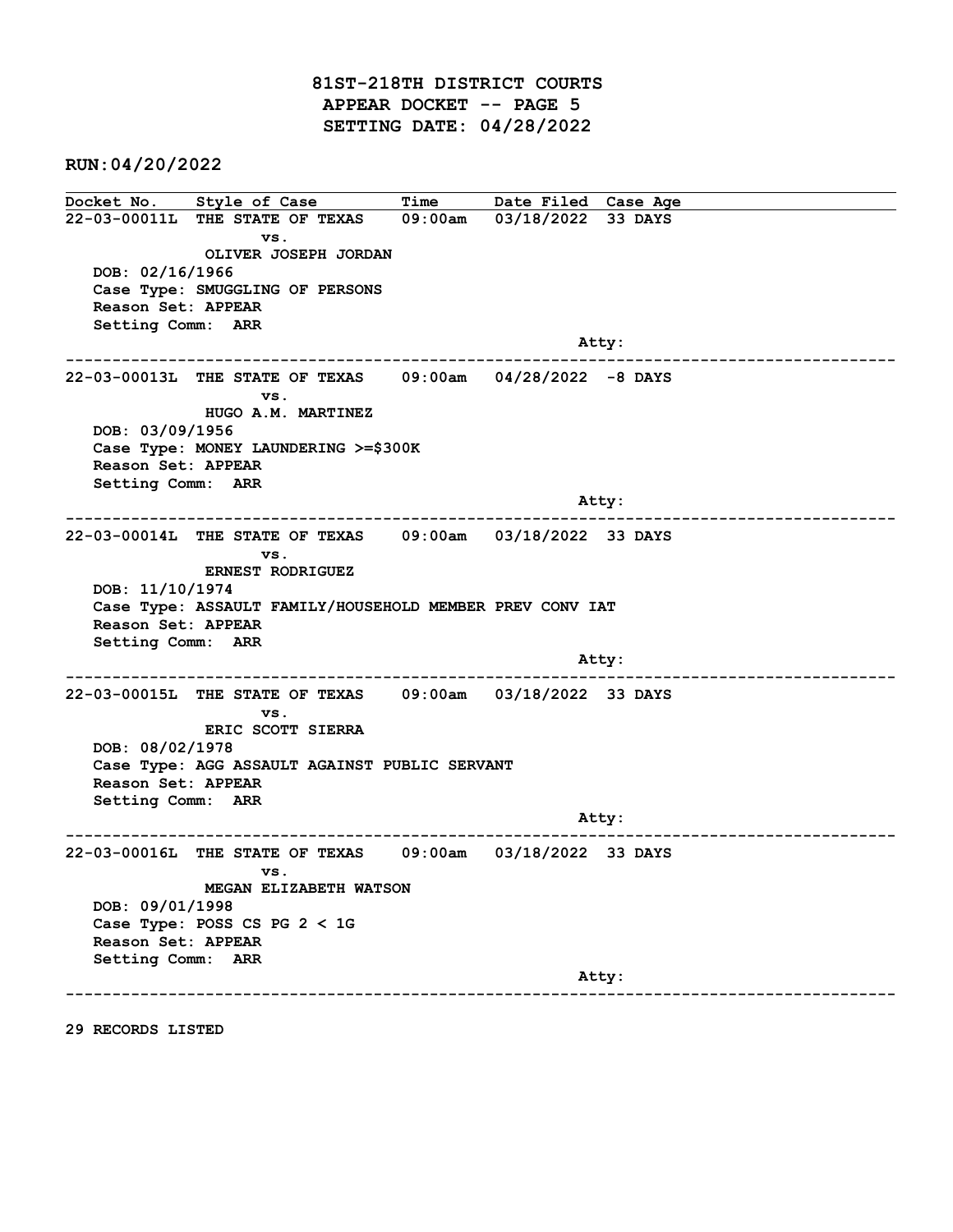# 81ST-218TH DISTRICT COURTS
## APPEAR DOCKET -- PAGE 5
## SETTING DATE: 04/28/2022

**RUN:04/20/2022**

| Docket No. | Style of Case | Time | Date Filed | Case Age |
|---|---|---|---|---|
| 22-03-00011L | THE STATE OF TEXAS vs. OLIVER JOSEPH JORDAN | 09:00am | 03/18/2022 | 33 DAYS |

DOB: 02/16/1966
Case Type: SMUGGLING OF PERSONS
Reason Set: APPEAR
Setting Comm: ARR
Atty:

---

| Docket No. | Style of Case | Time | Date Filed | Case Age |
|---|---|---|---|---|
| 22-03-00013L | THE STATE OF TEXAS vs. HUGO A.M. MARTINEZ | 09:00am | 04/28/2022 | -8 DAYS |

DOB: 03/09/1956
Case Type: MONEY LAUNDERING >=$300K
Reason Set: APPEAR
Setting Comm: ARR
Atty:

---

| Docket No. | Style of Case | Time | Date Filed | Case Age |
|---|---|---|---|---|
| 22-03-00014L | THE STATE OF TEXAS vs. ERNEST RODRIGUEZ | 09:00am | 03/18/2022 | 33 DAYS |

DOB: 11/10/1974
Case Type: ASSAULT FAMILY/HOUSEHOLD MEMBER PREV CONV IAT
Reason Set: APPEAR
Setting Comm: ARR
Atty:

---

| Docket No. | Style of Case | Time | Date Filed | Case Age |
|---|---|---|---|---|
| 22-03-00015L | THE STATE OF TEXAS vs. ERIC SCOTT SIERRA | 09:00am | 03/18/2022 | 33 DAYS |

DOB: 08/02/1978
Case Type: AGG ASSAULT AGAINST PUBLIC SERVANT
Reason Set: APPEAR
Setting Comm: ARR
Atty:

---

| Docket No. | Style of Case | Time | Date Filed | Case Age |
|---|---|---|---|---|
| 22-03-00016L | THE STATE OF TEXAS vs. MEGAN ELIZABETH WATSON | 09:00am | 03/18/2022 | 33 DAYS |

DOB: 09/01/1998
Case Type: POSS CS PG 2 < 1G
Reason Set: APPEAR
Setting Comm: ARR
Atty:

---

29 RECORDS LISTED